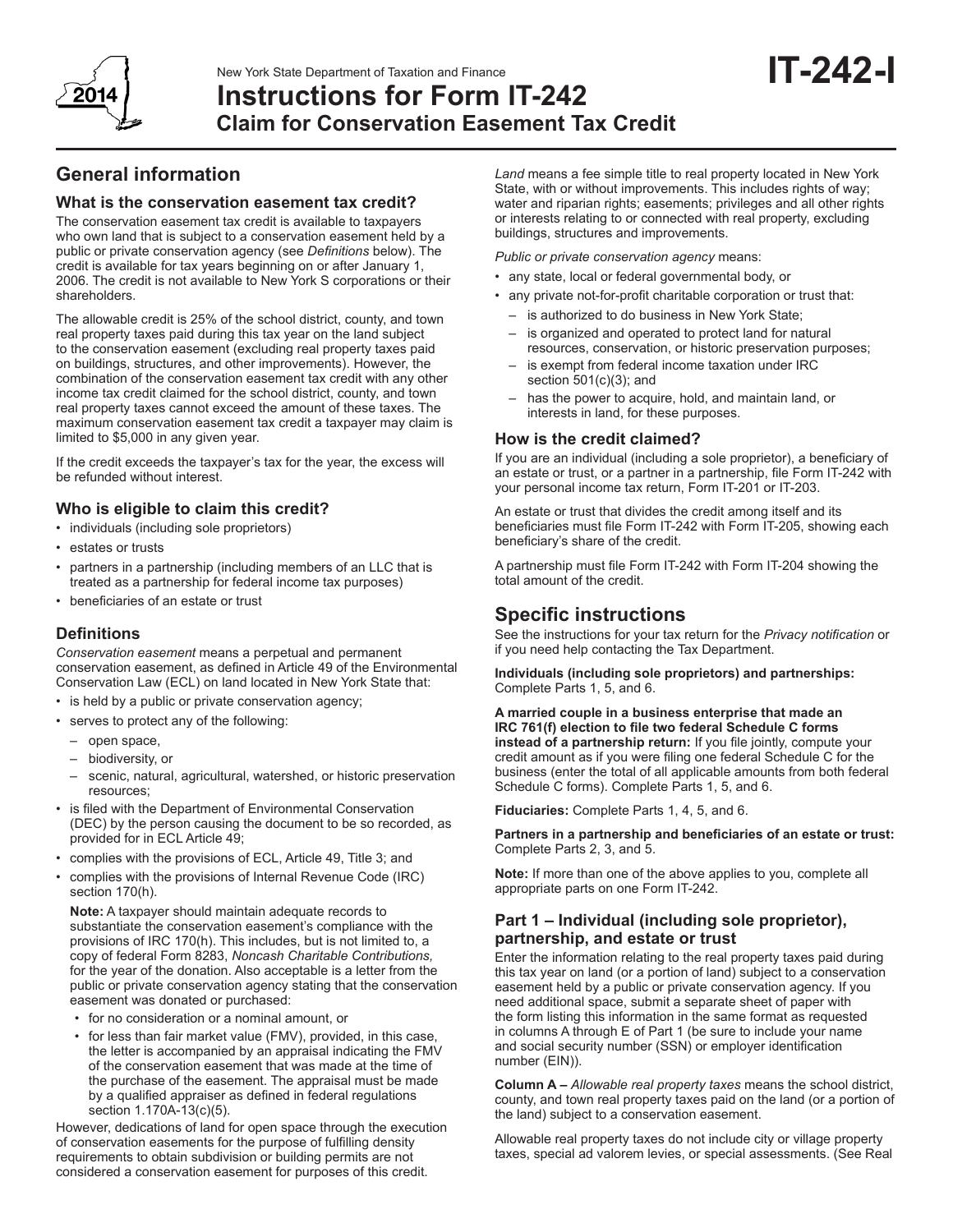New York State Department of Taxation and Finance

# Instructions for Form IT-242
## Claim for Conservation Easement Tax Credit

**IT-242-I**

2014

## General information

### What is the conservation easement tax credit?

The conservation easement tax credit is available to taxpayers who own land that is subject to a conservation easement held by a public or private conservation agency (see *Definitions* below). The credit is available for tax years beginning on or after January 1, 2006. The credit is not available to New York S corporations or their shareholders.

The allowable credit is 25% of the school district, county, and town real property taxes paid during this tax year on the land subject to the conservation easement (excluding real property taxes paid on buildings, structures, and other improvements). However, the combination of the conservation easement tax credit with any other income tax credit claimed for the school district, county, and town real property taxes cannot exceed the amount of these taxes. The maximum conservation easement tax credit a taxpayer may claim is limited to $5,000 in any given year.

If the credit exceeds the taxpayer's tax for the year, the excess will be refunded without interest.

### Who is eligible to claim this credit?

- individuals (including sole proprietors)
- estates or trusts
- partners in a partnership (including members of an LLC that is treated as a partnership for federal income tax purposes)
- beneficiaries of an estate or trust

### Definitions

*Conservation easement* means a perpetual and permanent conservation easement, as defined in Article 49 of the Environmental Conservation Law (ECL) on land located in New York State that:

- is held by a public or private conservation agency;
- serves to protect any of the following:
  - open space,
  - biodiversity, or
  - scenic, natural, agricultural, watershed, or historic preservation resources;
- is filed with the Department of Environmental Conservation (DEC) by the person causing the document to be so recorded, as provided for in ECL Article 49;
- complies with the provisions of ECL, Article 49, Title 3; and
- complies with the provisions of Internal Revenue Code (IRC) section 170(h).

  **Note:** A taxpayer should maintain adequate records to substantiate the conservation easement's compliance with the provisions of IRC 170(h). This includes, but is not limited to, a copy of federal Form 8283, *Noncash Charitable Contributions,* for the year of the donation. Also acceptable is a letter from the public or private conservation agency stating that the conservation easement was donated or purchased:
  - for no consideration or a nominal amount, or
  - for less than fair market value (FMV), provided, in this case, the letter is accompanied by an appraisal indicating the FMV of the conservation easement that was made at the time of the purchase of the easement. The appraisal must be made by a qualified appraiser as defined in federal regulations section 1.170A-13(c)(5).

However, dedications of land for open space through the execution of conservation easements for the purpose of fulfilling density requirements to obtain subdivision or building permits are not considered a conservation easement for purposes of this credit.

*Land* means a fee simple title to real property located in New York State, with or without improvements. This includes rights of way; water and riparian rights; easements; privileges and all other rights or interests relating to or connected with real property, excluding buildings, structures and improvements.

*Public or private conservation agency* means:

- any state, local or federal governmental body, or
- any private not-for-profit charitable corporation or trust that:
  - is authorized to do business in New York State;
  - is organized and operated to protect land for natural resources, conservation, or historic preservation purposes;
  - is exempt from federal income taxation under IRC section 501(c)(3); and
  - has the power to acquire, hold, and maintain land, or interests in land, for these purposes.

### How is the credit claimed?

If you are an individual (including a sole proprietor), a beneficiary of an estate or trust, or a partner in a partnership, file Form IT-242 with your personal income tax return, Form IT-201 or IT-203.

An estate or trust that divides the credit among itself and its beneficiaries must file Form IT-242 with Form IT-205, showing each beneficiary's share of the credit.

A partnership must file Form IT-242 with Form IT-204 showing the total amount of the credit.

## Specific instructions

See the instructions for your tax return for the *Privacy notification* or if you need help contacting the Tax Department.

**Individuals (including sole proprietors) and partnerships:** Complete Parts 1, 5, and 6.

**A married couple in a business enterprise that made an IRC 761(f) election to file two federal Schedule C forms instead of a partnership return:** If you file jointly, compute your credit amount as if you were filing one federal Schedule C for the business (enter the total of all applicable amounts from both federal Schedule C forms). Complete Parts 1, 5, and 6.

**Fiduciaries:** Complete Parts 1, 4, 5, and 6.

**Partners in a partnership and beneficiaries of an estate or trust:** Complete Parts 2, 3, and 5.

**Note:** If more than one of the above applies to you, complete all appropriate parts on one Form IT-242.

### Part 1 – Individual (including sole proprietor), partnership, and estate or trust

Enter the information relating to the real property taxes paid during this tax year on land (or a portion of land) subject to a conservation easement held by a public or private conservation agency. If you need additional space, submit a separate sheet of paper with the form listing this information in the same format as requested in columns A through E of Part 1 (be sure to include your name and social security number (SSN) or employer identification number (EIN)).

**Column A –** *Allowable real property taxes* means the school district, county, and town real property taxes paid on the land (or a portion of the land) subject to a conservation easement.

Allowable real property taxes do not include city or village property taxes, special ad valorem levies, or special assessments. (See Real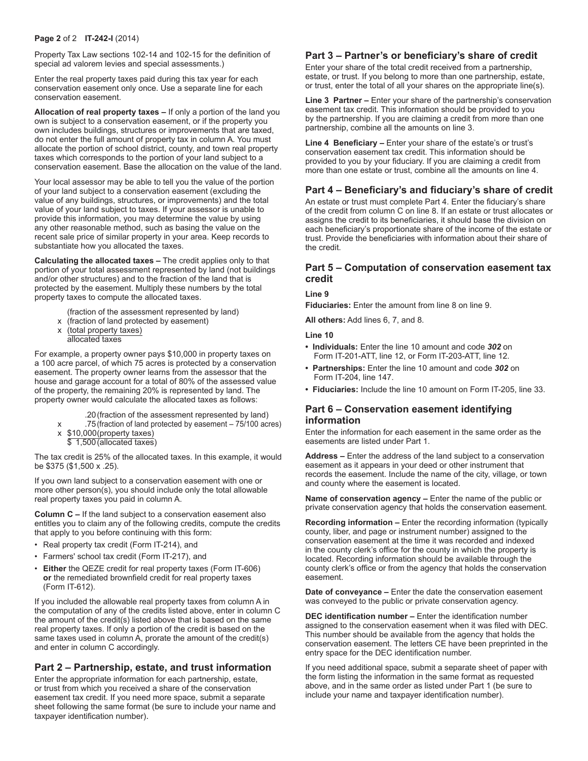Property Tax Law sections 102-14 and 102-15 for the definition of special ad valorem levies and special assessments.)

Enter the real property taxes paid during this tax year for each conservation easement only once. Use a separate line for each conservation easement.

**Allocation of real property taxes –** If only a portion of the land you own is subject to a conservation easement, or if the property you own includes buildings, structures or improvements that are taxed, do not enter the full amount of property tax in column A. You must allocate the portion of school district, county, and town real property taxes which corresponds to the portion of your land subject to a conservation easement. Base the allocation on the value of the land.

Your local assessor may be able to tell you the value of the portion of your land subject to a conservation easement (excluding the value of any buildings, structures, or improvements) and the total value of your land subject to taxes. If your assessor is unable to provide this information, you may determine the value by using any other reasonable method, such as basing the value on the recent sale price of similar property in your area. Keep records to substantiate how you allocated the taxes.

**Calculating the allocated taxes –** The credit applies only to that portion of your total assessment represented by land (not buildings and/or other structures) and to the fraction of the land that is protected by the easement. Multiply these numbers by the total property taxes to compute the allocated taxes.

(fraction of the assessment represented by land)
x (fraction of land protected by easement)
x (total property taxes)
allocated taxes

For example, a property owner pays $10,000 in property taxes on a 100 acre parcel, of which 75 acres is protected by a conservation easement. The property owner learns from the assessor that the house and garage account for a total of 80% of the assessed value of the property, the remaining 20% is represented by land. The property owner would calculate the allocated taxes as follows:

.20 (fraction of the assessment represented by land)
x .75 (fraction of land protected by easement – 75/100 acres)
x $10,000 (property taxes)
$ 1,500 (allocated taxes)

The tax credit is 25% of the allocated taxes. In this example, it would be $375 ($1,500 x .25).

If you own land subject to a conservation easement with one or more other person(s), you should include only the total allowable real property taxes you paid in column A.

**Column C –** If the land subject to a conservation easement also entitles you to claim any of the following credits, compute the credits that apply to you before continuing with this form:

- Real property tax credit (Form IT-214), and
- Farmers' school tax credit (Form IT-217), and
- **Either** the QEZE credit for real property taxes (Form IT-606) **or** the remediated brownfield credit for real property taxes (Form IT-612).

If you included the allowable real property taxes from column A in the computation of any of the credits listed above, enter in column C the amount of the credit(s) listed above that is based on the same real property taxes. If only a portion of the credit is based on the same taxes used in column A, prorate the amount of the credit(s) and enter in column C accordingly.

## Part 2 – Partnership, estate, and trust information

Enter the appropriate information for each partnership, estate, or trust from which you received a share of the conservation easement tax credit. If you need more space, submit a separate sheet following the same format (be sure to include your name and taxpayer identification number).

## Part 3 – Partner's or beneficiary's share of credit

Enter your share of the total credit received from a partnership, estate, or trust. If you belong to more than one partnership, estate, or trust, enter the total of all your shares on the appropriate line(s).

**Line 3 Partner –** Enter your share of the partnership's conservation easement tax credit. This information should be provided to you by the partnership. If you are claiming a credit from more than one partnership, combine all the amounts on line 3.

**Line 4 Beneficiary –** Enter your share of the estate's or trust's conservation easement tax credit. This information should be provided to you by your fiduciary. If you are claiming a credit from more than one estate or trust, combine all the amounts on line 4.

## Part 4 – Beneficiary's and fiduciary's share of credit

An estate or trust must complete Part 4. Enter the fiduciary's share of the credit from column C on line 8. If an estate or trust allocates or assigns the credit to its beneficiaries, it should base the division on each beneficiary's proportionate share of the income of the estate or trust. Provide the beneficiaries with information about their share of the credit.

## Part 5 – Computation of conservation easement tax credit

**Line 9**

**Fiduciaries:** Enter the amount from line 8 on line 9.

**All others:** Add lines 6, 7, and 8.

**Line 10**

- **Individuals:** Enter the line 10 amount and code ***302*** on Form IT-201-ATT, line 12, or Form IT-203-ATT, line 12.
- **Partnerships:** Enter the line 10 amount and code ***302*** on Form IT-204, line 147.
- **Fiduciaries:** Include the line 10 amount on Form IT-205, line 33.

## Part 6 – Conservation easement identifying information

Enter the information for each easement in the same order as the easements are listed under Part 1.

**Address –** Enter the address of the land subject to a conservation easement as it appears in your deed or other instrument that records the easement. Include the name of the city, village, or town and county where the easement is located.

**Name of conservation agency –** Enter the name of the public or private conservation agency that holds the conservation easement.

**Recording information –** Enter the recording information (typically county, liber, and page or instrument number) assigned to the conservation easement at the time it was recorded and indexed in the county clerk's office for the county in which the property is located. Recording information should be available through the county clerk's office or from the agency that holds the conservation easement.

**Date of conveyance –** Enter the date the conservation easement was conveyed to the public or private conservation agency.

**DEC identification number –** Enter the identification number assigned to the conservation easement when it was filed with DEC. This number should be available from the agency that holds the conservation easement. The letters CE have been preprinted in the entry space for the DEC identification number.

If you need additional space, submit a separate sheet of paper with the form listing the information in the same format as requested above, and in the same order as listed under Part 1 (be sure to include your name and taxpayer identification number).